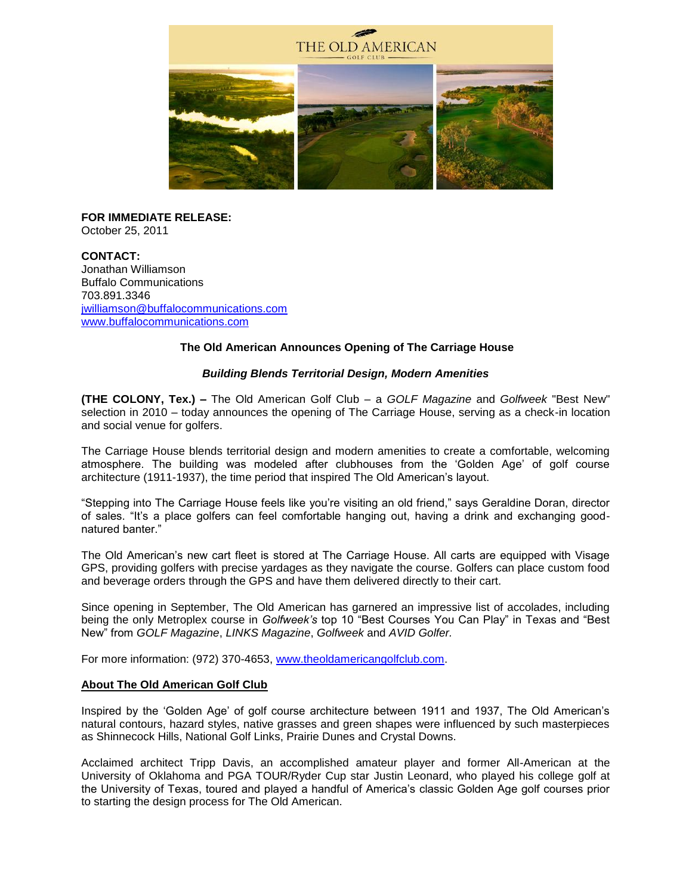THE OLD AMERICAN

GOLF CLUB

**FOR IMMEDIATE RELEASE:**
October 25, 2011

**CONTACT:**
Jonathan Williamson
Buffalo Communications
703.891.3346
jwilliamson@buffalocommunications.com
www.buffalocommunications.com

## The Old American Announces Opening of The Carriage House

### *Building Blends Territorial Design, Modern Amenities*

**(THE COLONY, Tex.) –** The Old American Golf Club – a *GOLF Magazine* and *Golfweek* "Best New" selection in 2010 – today announces the opening of The Carriage House, serving as a check-in location and social venue for golfers.

The Carriage House blends territorial design and modern amenities to create a comfortable, welcoming atmosphere. The building was modeled after clubhouses from the 'Golden Age' of golf course architecture (1911-1937), the time period that inspired The Old American's layout.

"Stepping into The Carriage House feels like you're visiting an old friend," says Geraldine Doran, director of sales. "It's a place golfers can feel comfortable hanging out, having a drink and exchanging good-natured banter."

The Old American's new cart fleet is stored at The Carriage House. All carts are equipped with Visage GPS, providing golfers with precise yardages as they navigate the course. Golfers can place custom food and beverage orders through the GPS and have them delivered directly to their cart.

Since opening in September, The Old American has garnered an impressive list of accolades, including being the only Metroplex course in *Golfweek's* top 10 "Best Courses You Can Play" in Texas and "Best New" from *GOLF Magazine*, *LINKS Magazine*, *Golfweek* and *AVID Golfer.*

For more information: (972) 370-4653, www.theoldamericangolfclub.com.

**About The Old American Golf Club**

Inspired by the 'Golden Age' of golf course architecture between 1911 and 1937, The Old American's natural contours, hazard styles, native grasses and green shapes were influenced by such masterpieces as Shinnecock Hills, National Golf Links, Prairie Dunes and Crystal Downs.

Acclaimed architect Tripp Davis, an accomplished amateur player and former All-American at the University of Oklahoma and PGA TOUR/Ryder Cup star Justin Leonard, who played his college golf at the University of Texas, toured and played a handful of America's classic Golden Age golf courses prior to starting the design process for The Old American.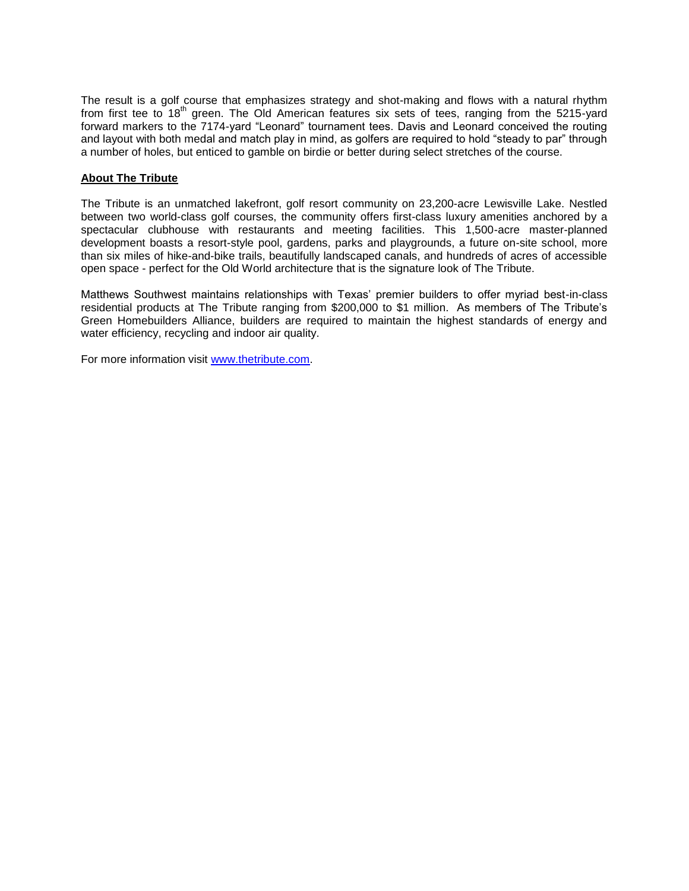The result is a golf course that emphasizes strategy and shot-making and flows with a natural rhythm from first tee to 18th green. The Old American features six sets of tees, ranging from the 5215-yard forward markers to the 7174-yard "Leonard" tournament tees. Davis and Leonard conceived the routing and layout with both medal and match play in mind, as golfers are required to hold "steady to par" through a number of holes, but enticed to gamble on birdie or better during select stretches of the course.

**About The Tribute**

The Tribute is an unmatched lakefront, golf resort community on 23,200-acre Lewisville Lake. Nestled between two world-class golf courses, the community offers first-class luxury amenities anchored by a spectacular clubhouse with restaurants and meeting facilities. This 1,500-acre master-planned development boasts a resort-style pool, gardens, parks and playgrounds, a future on-site school, more than six miles of hike-and-bike trails, beautifully landscaped canals, and hundreds of acres of accessible open space - perfect for the Old World architecture that is the signature look of The Tribute.

Matthews Southwest maintains relationships with Texas' premier builders to offer myriad best-in-class residential products at The Tribute ranging from $200,000 to $1 million. As members of The Tribute's Green Homebuilders Alliance, builders are required to maintain the highest standards of energy and water efficiency, recycling and indoor air quality.

For more information visit [www.thetribute.com](http://www.thetribute.com).